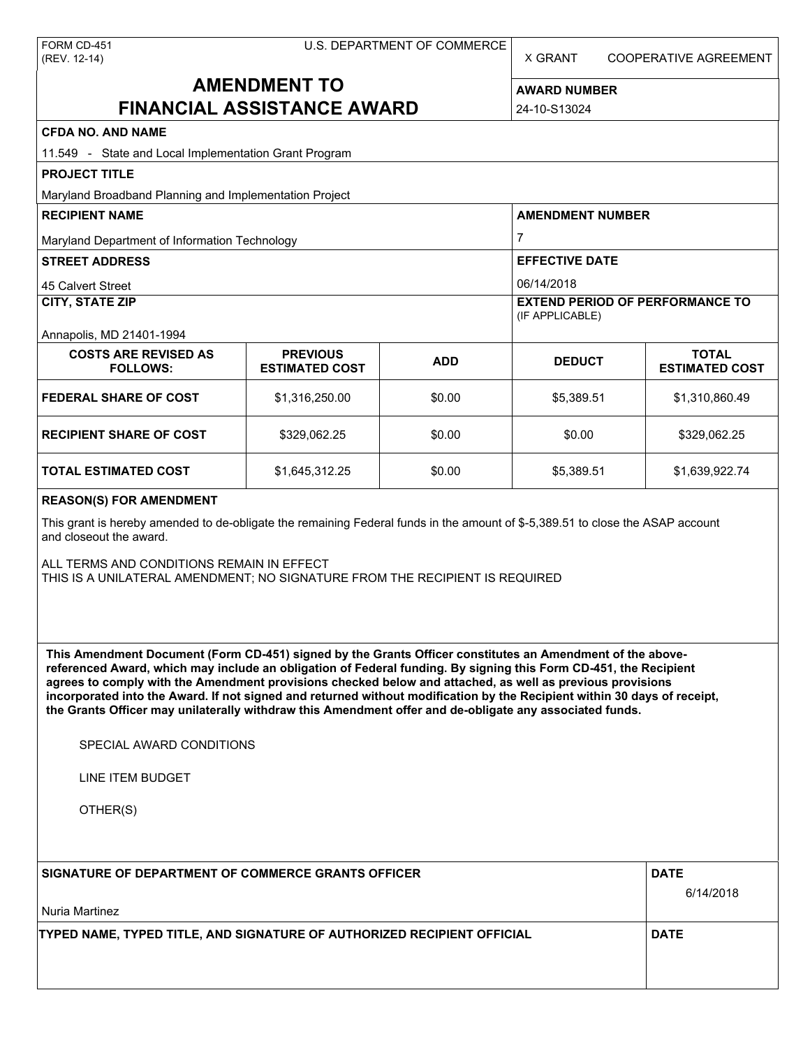FORM CD-451
(REV. 12-14)

U.S. DEPARTMENT OF COMMERCE

X GRANT     COOPERATIVE AGREEMENT

# AMENDMENT TO FINANCIAL ASSISTANCE AWARD

**AWARD NUMBER**

24-10-S13024

**CFDA NO. AND NAME**

11.549 - State and Local Implementation Grant Program

**PROJECT TITLE**

Maryland Broadband Planning and Implementation Project

**RECIPIENT NAME**

Maryland Department of Information Technology

**AMENDMENT NUMBER**

7

**STREET ADDRESS**

45 Calvert Street

**EFFECTIVE DATE**

06/14/2018

**CITY, STATE ZIP**

Annapolis, MD 21401-1994

**EXTEND PERIOD OF PERFORMANCE TO** (IF APPLICABLE)

| COSTS ARE REVISED AS FOLLOWS: | PREVIOUS ESTIMATED COST | ADD | DEDUCT | TOTAL ESTIMATED COST |
|---|---|---|---|---|
| FEDERAL SHARE OF COST | $1,316,250.00 | $0.00 | $5,389.51 | $1,310,860.49 |
| RECIPIENT SHARE OF COST | $329,062.25 | $0.00 | $0.00 | $329,062.25 |
| TOTAL ESTIMATED COST | $1,645,312.25 | $0.00 | $5,389.51 | $1,639,922.74 |

**REASON(S) FOR AMENDMENT**

This grant is hereby amended to de-obligate the remaining Federal funds in the amount of $-5,389.51 to close the ASAP account and closeout the award.

ALL TERMS AND CONDITIONS REMAIN IN EFFECT
THIS IS A UNILATERAL AMENDMENT; NO SIGNATURE FROM THE RECIPIENT IS REQUIRED

**This Amendment Document (Form CD-451) signed by the Grants Officer constitutes an Amendment of the above-referenced Award, which may include an obligation of Federal funding. By signing this Form CD-451, the Recipient agrees to comply with the Amendment provisions checked below and attached, as well as previous provisions incorporated into the Award. If not signed and returned without modification by the Recipient within 30 days of receipt, the Grants Officer may unilaterally withdraw this Amendment offer and de-obligate any associated funds.**

SPECIAL AWARD CONDITIONS

LINE ITEM BUDGET

OTHER(S)

| SIGNATURE OF DEPARTMENT OF COMMERCE GRANTS OFFICER | DATE |
|---|---|
| Nuria Martinez | 6/14/2018 |

| TYPED NAME, TYPED TITLE, AND SIGNATURE OF AUTHORIZED RECIPIENT OFFICIAL | DATE |
|---|---|
| | |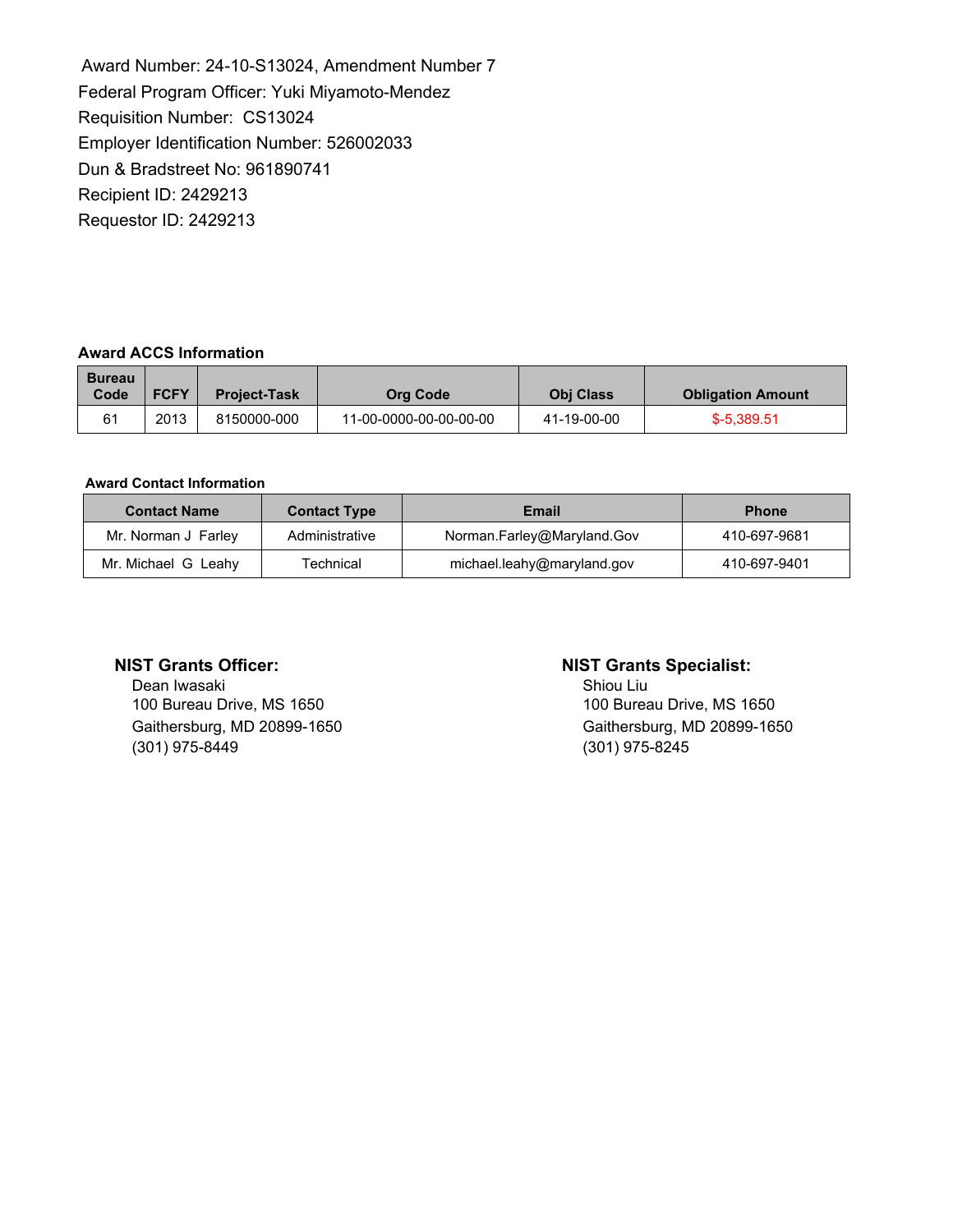Award Number: 24-10-S13024, Amendment Number 7
Federal Program Officer: Yuki Miyamoto-Mendez
Requisition Number: CS13024
Employer Identification Number: 526002033
Dun & Bradstreet No: 961890741
Recipient ID: 2429213
Requestor ID: 2429213

**Award ACCS Information**

| Bureau Code | FCFY | Project-Task | Org Code | Obj Class | Obligation Amount |
|---|---|---|---|---|---|
| 61 | 2013 | 8150000-000 | 11-00-0000-00-00-00-00 | 41-19-00-00 | $-5,389.51 |

**Award Contact Information**

| Contact Name | Contact Type | Email | Phone |
|---|---|---|---|
| Mr. Norman J Farley | Administrative | Norman.Farley@Maryland.Gov | 410-697-9681 |
| Mr. Michael G Leahy | Technical | michael.leahy@maryland.gov | 410-697-9401 |

**NIST Grants Officer:**
Dean Iwasaki
100 Bureau Drive, MS 1650
Gaithersburg, MD 20899-1650
(301) 975-8449

**NIST Grants Specialist:**
Shiou Liu
100 Bureau Drive, MS 1650
Gaithersburg, MD 20899-1650
(301) 975-8245